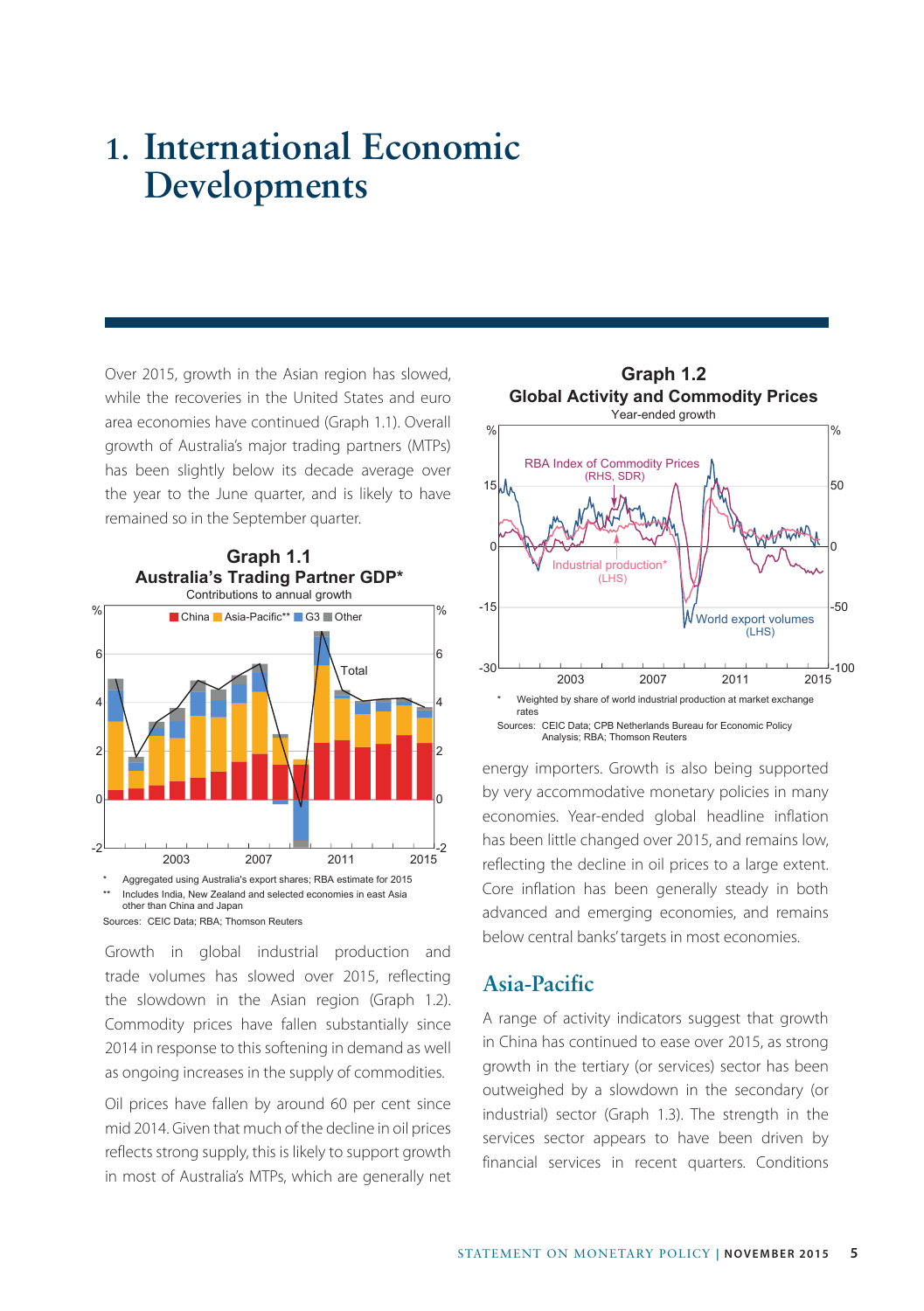# 1. International Economic Developments

Over 2015, growth in the Asian region has slowed, while the recoveries in the United States and euro area economies have continued (Graph 1.1). Overall growth of Australia's major trading partners (MTPs) has been slightly below its decade average over the year to the June quarter, and is likely to have remained so in the September quarter.

**Graph 1.1**
**Australia's Trading Partner GDP***
Contributions to annual growth

\* Aggregated using Australia's export shares; RBA estimate for 2015
\*\* Includes India, New Zealand and selected economies in east Asia other than China and Japan
Sources: CEIC Data; RBA; Thomson Reuters

Growth in global industrial production and trade volumes has slowed over 2015, reflecting the slowdown in the Asian region (Graph 1.2). Commodity prices have fallen substantially since 2014 in response to this softening in demand as well as ongoing increases in the supply of commodities.

Oil prices have fallen by around 60 per cent since mid 2014. Given that much of the decline in oil prices reflects strong supply, this is likely to support growth in most of Australia's MTPs, which are generally net energy importers. Growth is also being supported by very accommodative monetary policies in many economies. Year-ended global headline inflation has been little changed over 2015, and remains low, reflecting the decline in oil prices to a large extent. Core inflation has been generally steady in both advanced and emerging economies, and remains below central banks' targets in most economies.

**Graph 1.2**
**Global Activity and Commodity Prices**
Year-ended growth

\* Weighted by share of world industrial production at market exchange rates
Sources: CEIC Data; CPB Netherlands Bureau for Economic Policy Analysis; RBA; Thomson Reuters

## Asia-Pacific

A range of activity indicators suggest that growth in China has continued to ease over 2015, as strong growth in the tertiary (or services) sector has been outweighed by a slowdown in the secondary (or industrial) sector (Graph 1.3). The strength in the services sector appears to have been driven by financial services in recent quarters. Conditions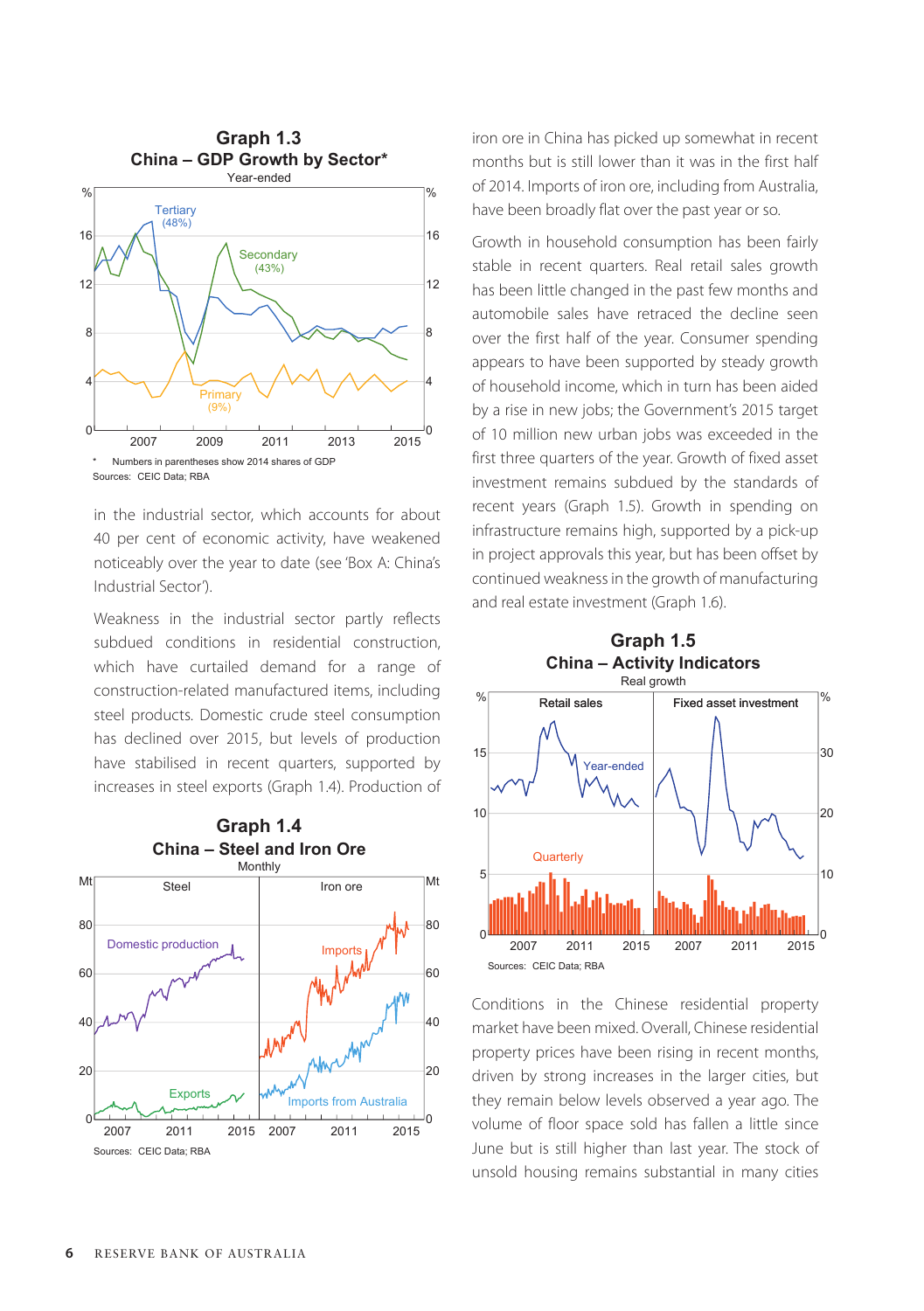### Graph 1.3
**China – GDP Growth by Sector***

Year-ended

\* Numbers in parentheses show 2014 shares of GDP

Sources: CEIC Data; RBA

in the industrial sector, which accounts for about 40 per cent of economic activity, have weakened noticeably over the year to date (see 'Box A: China's Industrial Sector').

Weakness in the industrial sector partly reflects subdued conditions in residential construction, which have curtailed demand for a range of construction-related manufactured items, including steel products. Domestic crude steel consumption has declined over 2015, but levels of production have stabilised in recent quarters, supported by increases in steel exports (Graph 1.4). Production of iron ore in China has picked up somewhat in recent months but is still lower than it was in the first half of 2014. Imports of iron ore, including from Australia, have been broadly flat over the past year or so.

### Graph 1.4
**China – Steel and Iron Ore**

Monthly

Sources: CEIC Data; RBA

Growth in household consumption has been fairly stable in recent quarters. Real retail sales growth has been little changed in the past few months and automobile sales have retraced the decline seen over the first half of the year. Consumer spending appears to have been supported by steady growth of household income, which in turn has been aided by a rise in new jobs; the Government's 2015 target of 10 million new urban jobs was exceeded in the first three quarters of the year. Growth of fixed asset investment remains subdued by the standards of recent years (Graph 1.5). Growth in spending on infrastructure remains high, supported by a pick-up in project approvals this year, but has been offset by continued weakness in the growth of manufacturing and real estate investment (Graph 1.6).

### Graph 1.5
**China – Activity Indicators**

Real growth

Sources: CEIC Data; RBA

Conditions in the Chinese residential property market have been mixed. Overall, Chinese residential property prices have been rising in recent months, driven by strong increases in the larger cities, but they remain below levels observed a year ago. The volume of floor space sold has fallen a little since June but is still higher than last year. The stock of unsold housing remains substantial in many cities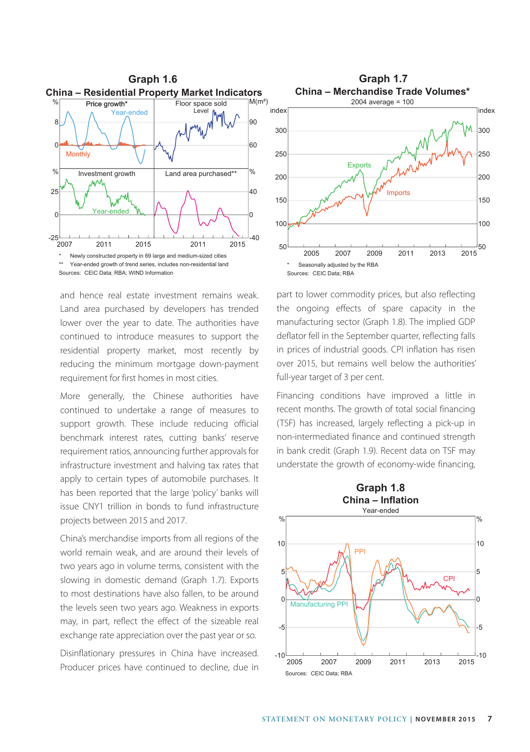## Graph 1.6

### China – Residential Property Market Indicators

\* Newly constructed property in 69 large and medium-sized cities

\*\* Year-ended growth of trend series, includes non-residential land

Sources: CEIC Data; RBA; WIND Information

## Graph 1.7

### China – Merchandise Trade Volumes*

2004 average = 100

\* Seasonally adjusted by the RBA

Sources: CEIC Data; RBA

and hence real estate investment remains weak. Land area purchased by developers has trended lower over the year to date. The authorities have continued to introduce measures to support the residential property market, most recently by reducing the minimum mortgage down-payment requirement for first homes in most cities.

More generally, the Chinese authorities have continued to undertake a range of measures to support growth. These include reducing official benchmark interest rates, cutting banks' reserve requirement ratios, announcing further approvals for infrastructure investment and halving tax rates that apply to certain types of automobile purchases. It has been reported that the large 'policy' banks will issue CNY1 trillion in bonds to fund infrastructure projects between 2015 and 2017.

China's merchandise imports from all regions of the world remain weak, and are around their levels of two years ago in volume terms, consistent with the slowing in domestic demand (Graph 1.7). Exports to most destinations have also fallen, to be around the levels seen two years ago. Weakness in exports may, in part, reflect the effect of the sizeable real exchange rate appreciation over the past year or so.

Disinflationary pressures in China have increased. Producer prices have continued to decline, due in part to lower commodity prices, but also reflecting the ongoing effects of spare capacity in the manufacturing sector (Graph 1.8). The implied GDP deflator fell in the September quarter, reflecting falls in prices of industrial goods. CPI inflation has risen over 2015, but remains well below the authorities' full-year target of 3 per cent.

Financing conditions have improved a little in recent months. The growth of total social financing (TSF) has increased, largely reflecting a pick-up in non-intermediated finance and continued strength in bank credit (Graph 1.9). Recent data on TSF may understate the growth of economy-wide financing,

## Graph 1.8

### China – Inflation

Year-ended

Sources: CEIC Data; RBA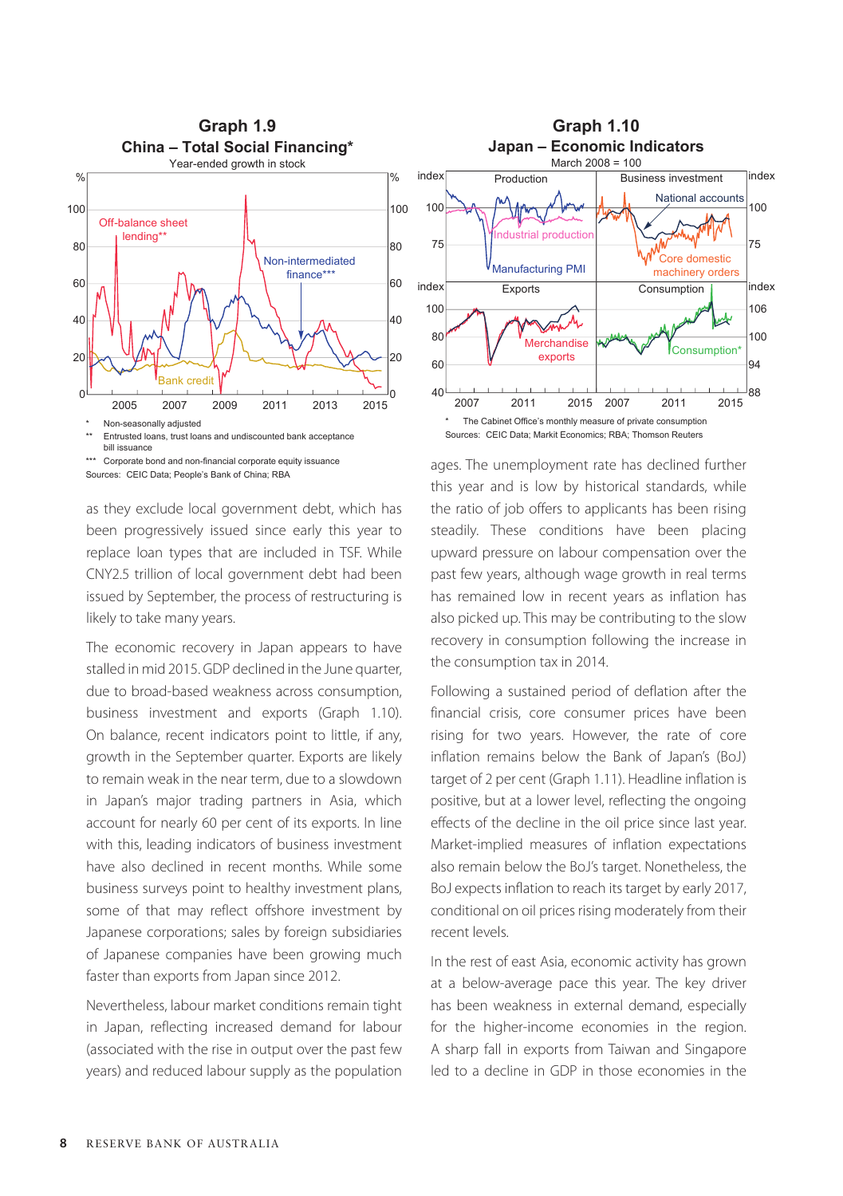### Graph 1.9

**China – Total Social Financing***

Year-ended growth in stock

\* Non-seasonally adjusted

\*\* Entrusted loans, trust loans and undiscounted bank acceptance bill issuance

\*\*\* Corporate bond and non-financial corporate equity issuance

Sources: CEIC Data; People's Bank of China; RBA

### Graph 1.10

**Japan – Economic Indicators**

March 2008 = 100

\* The Cabinet Office's monthly measure of private consumption

Sources: CEIC Data; Markit Economics; RBA; Thomson Reuters

as they exclude local government debt, which has been progressively issued since early this year to replace loan types that are included in TSF. While CNY2.5 trillion of local government debt had been issued by September, the process of restructuring is likely to take many years.

The economic recovery in Japan appears to have stalled in mid 2015. GDP declined in the June quarter, due to broad-based weakness across consumption, business investment and exports (Graph 1.10). On balance, recent indicators point to little, if any, growth in the September quarter. Exports are likely to remain weak in the near term, due to a slowdown in Japan's major trading partners in Asia, which account for nearly 60 per cent of its exports. In line with this, leading indicators of business investment have also declined in recent months. While some business surveys point to healthy investment plans, some of that may reflect offshore investment by Japanese corporations; sales by foreign subsidiaries of Japanese companies have been growing much faster than exports from Japan since 2012.

Nevertheless, labour market conditions remain tight in Japan, reflecting increased demand for labour (associated with the rise in output over the past few years) and reduced labour supply as the population ages. The unemployment rate has declined further this year and is low by historical standards, while the ratio of job offers to applicants has been rising steadily. These conditions have been placing upward pressure on labour compensation over the past few years, although wage growth in real terms has remained low in recent years as inflation has also picked up. This may be contributing to the slow recovery in consumption following the increase in the consumption tax in 2014.

Following a sustained period of deflation after the financial crisis, core consumer prices have been rising for two years. However, the rate of core inflation remains below the Bank of Japan's (BoJ) target of 2 per cent (Graph 1.11). Headline inflation is positive, but at a lower level, reflecting the ongoing effects of the decline in the oil price since last year. Market-implied measures of inflation expectations also remain below the BoJ's target. Nonetheless, the BoJ expects inflation to reach its target by early 2017, conditional on oil prices rising moderately from their recent levels.

In the rest of east Asia, economic activity has grown at a below-average pace this year. The key driver has been weakness in external demand, especially for the higher-income economies in the region. A sharp fall in exports from Taiwan and Singapore led to a decline in GDP in those economies in the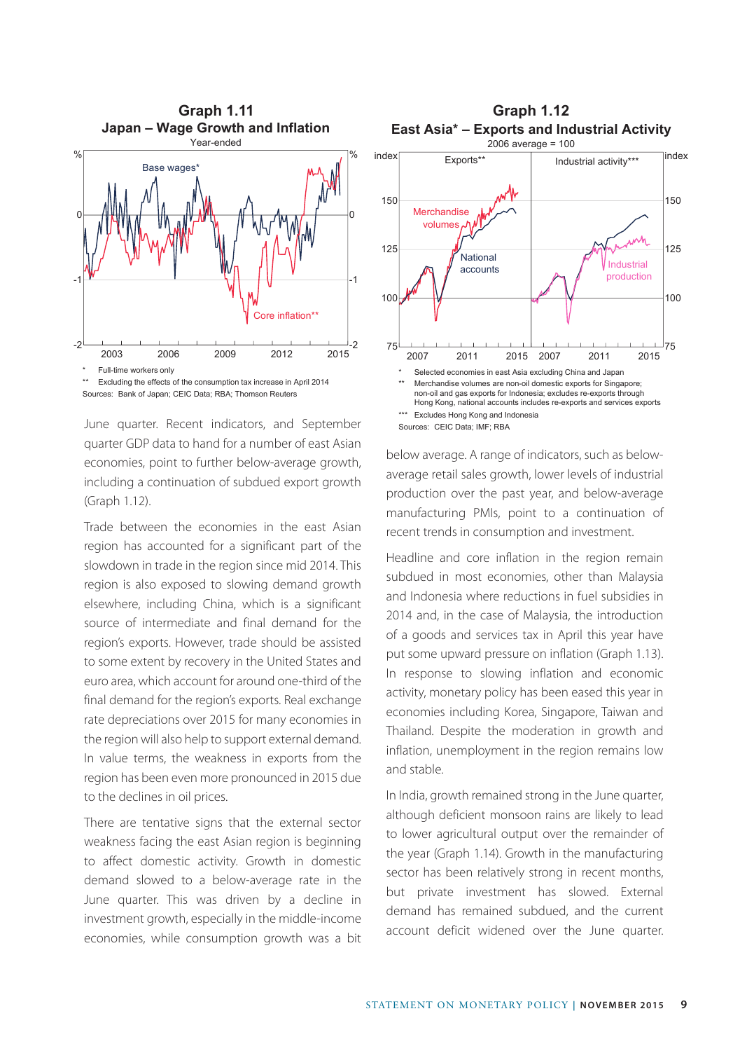**Graph 1.11**
**Japan – Wage Growth and Inflation**
Year-ended

\* Full-time workers only
\*\* Excluding the effects of the consumption tax increase in April 2014
Sources: Bank of Japan; CEIC Data; RBA; Thomson Reuters

**Graph 1.12**
**East Asia* – Exports and Industrial Activity**
2006 average = 100

\* Selected economies in east Asia excluding China and Japan
\*\* Merchandise volumes are non-oil domestic exports for Singapore; non-oil and gas exports for Indonesia; excludes re-exports through Hong Kong, national accounts includes re-exports and services exports
\*\*\* Excludes Hong Kong and Indonesia
Sources: CEIC Data; IMF; RBA

June quarter. Recent indicators, and September quarter GDP data to hand for a number of east Asian economies, point to further below-average growth, including a continuation of subdued export growth (Graph 1.12).

Trade between the economies in the east Asian region has accounted for a significant part of the slowdown in trade in the region since mid 2014. This region is also exposed to slowing demand growth elsewhere, including China, which is a significant source of intermediate and final demand for the region's exports. However, trade should be assisted to some extent by recovery in the United States and euro area, which account for around one-third of the final demand for the region's exports. Real exchange rate depreciations over 2015 for many economies in the region will also help to support external demand. In value terms, the weakness in exports from the region has been even more pronounced in 2015 due to the declines in oil prices.

There are tentative signs that the external sector weakness facing the east Asian region is beginning to affect domestic activity. Growth in domestic demand slowed to a below-average rate in the June quarter. This was driven by a decline in investment growth, especially in the middle-income economies, while consumption growth was a bit below average. A range of indicators, such as below-average retail sales growth, lower levels of industrial production over the past year, and below-average manufacturing PMIs, point to a continuation of recent trends in consumption and investment.

Headline and core inflation in the region remain subdued in most economies, other than Malaysia and Indonesia where reductions in fuel subsidies in 2014 and, in the case of Malaysia, the introduction of a goods and services tax in April this year have put some upward pressure on inflation (Graph 1.13). In response to slowing inflation and economic activity, monetary policy has been eased this year in economies including Korea, Singapore, Taiwan and Thailand. Despite the moderation in growth and inflation, unemployment in the region remains low and stable.

In India, growth remained strong in the June quarter, although deficient monsoon rains are likely to lead to lower agricultural output over the remainder of the year (Graph 1.14). Growth in the manufacturing sector has been relatively strong in recent months, but private investment has slowed. External demand has remained subdued, and the current account deficit widened over the June quarter.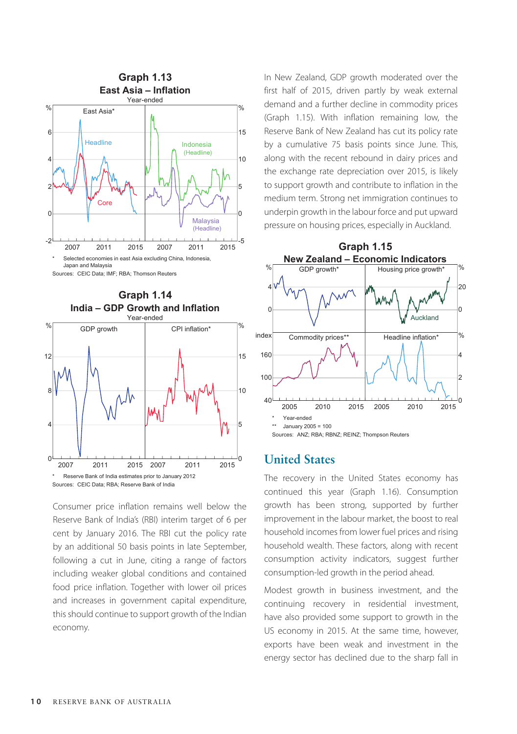### Graph 1.13

**East Asia – Inflation**

Year-ended

\* Selected economies in east Asia excluding China, Indonesia, Japan and Malaysia

Sources: CEIC Data; IMF; RBA; Thomson Reuters

### Graph 1.14

**India – GDP Growth and Inflation**

Year-ended

\* Reserve Bank of India estimates prior to January 2012

Sources: CEIC Data; RBA; Reserve Bank of India

Consumer price inflation remains well below the Reserve Bank of India's (RBI) interim target of 6 per cent by January 2016. The RBI cut the policy rate by an additional 50 basis points in late September, following a cut in June, citing a range of factors including weaker global conditions and contained food price inflation. Together with lower oil prices and increases in government capital expenditure, this should continue to support growth of the Indian economy.

In New Zealand, GDP growth moderated over the first half of 2015, driven partly by weak external demand and a further decline in commodity prices (Graph 1.15). With inflation remaining low, the Reserve Bank of New Zealand has cut its policy rate by a cumulative 75 basis points since June. This, along with the recent rebound in dairy prices and the exchange rate depreciation over 2015, is likely to support growth and contribute to inflation in the medium term. Strong net immigration continues to underpin growth in the labour force and put upward pressure on housing prices, especially in Auckland.

### Graph 1.15

**New Zealand – Economic Indicators**

\* Year-ended

\*\* January 2005 = 100

Sources: ANZ; RBA; RBNZ; REINZ; Thompson Reuters

## United States

The recovery in the United States economy has continued this year (Graph 1.16). Consumption growth has been strong, supported by further improvement in the labour market, the boost to real household incomes from lower fuel prices and rising household wealth. These factors, along with recent consumption activity indicators, suggest further consumption-led growth in the period ahead.

Modest growth in business investment, and the continuing recovery in residential investment, have also provided some support to growth in the US economy in 2015. At the same time, however, exports have been weak and investment in the energy sector has declined due to the sharp fall in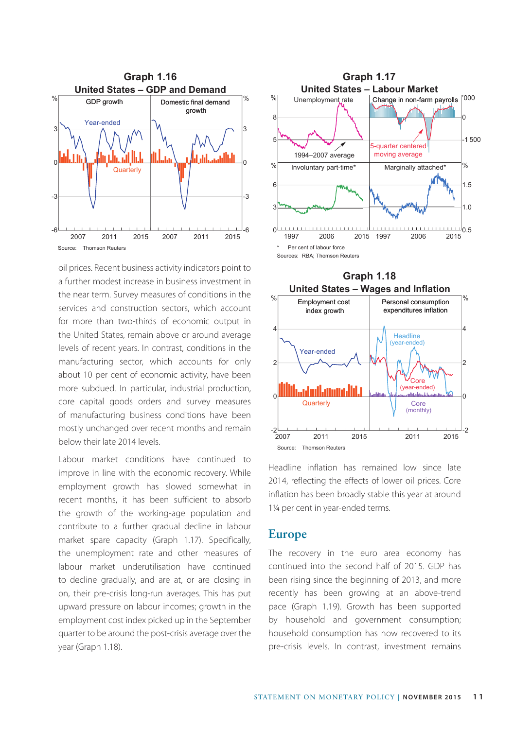**Graph 1.16**

**United States – GDP and Demand**

Source: Thomson Reuters

**Graph 1.17**

**United States – Labour Market**

\* Per cent of labour force

Sources: RBA; Thomson Reuters

oil prices. Recent business activity indicators point to a further modest increase in business investment in the near term. Survey measures of conditions in the services and construction sectors, which account for more than two-thirds of economic output in the United States, remain above or around average levels of recent years. In contrast, conditions in the manufacturing sector, which accounts for only about 10 per cent of economic activity, have been more subdued. In particular, industrial production, core capital goods orders and survey measures of manufacturing business conditions have been mostly unchanged over recent months and remain below their late 2014 levels.

Labour market conditions have continued to improve in line with the economic recovery. While employment growth has slowed somewhat in recent months, it has been sufficient to absorb the growth of the working-age population and contribute to a further gradual decline in labour market spare capacity (Graph 1.17). Specifically, the unemployment rate and other measures of labour market underutilisation have continued to decline gradually, and are at, or are closing in on, their pre-crisis long-run averages. This has put upward pressure on labour incomes; growth in the employment cost index picked up in the September quarter to be around the post-crisis average over the year (Graph 1.18).

**Graph 1.18**

**United States – Wages and Inflation**

Source: Thomson Reuters

Headline inflation has remained low since late 2014, reflecting the effects of lower oil prices. Core inflation has been broadly stable this year at around 1¼ per cent in year-ended terms.

## Europe

The recovery in the euro area economy has continued into the second half of 2015. GDP has been rising since the beginning of 2013, and more recently has been growing at an above-trend pace (Graph 1.19). Growth has been supported by household and government consumption; household consumption has now recovered to its pre-crisis levels. In contrast, investment remains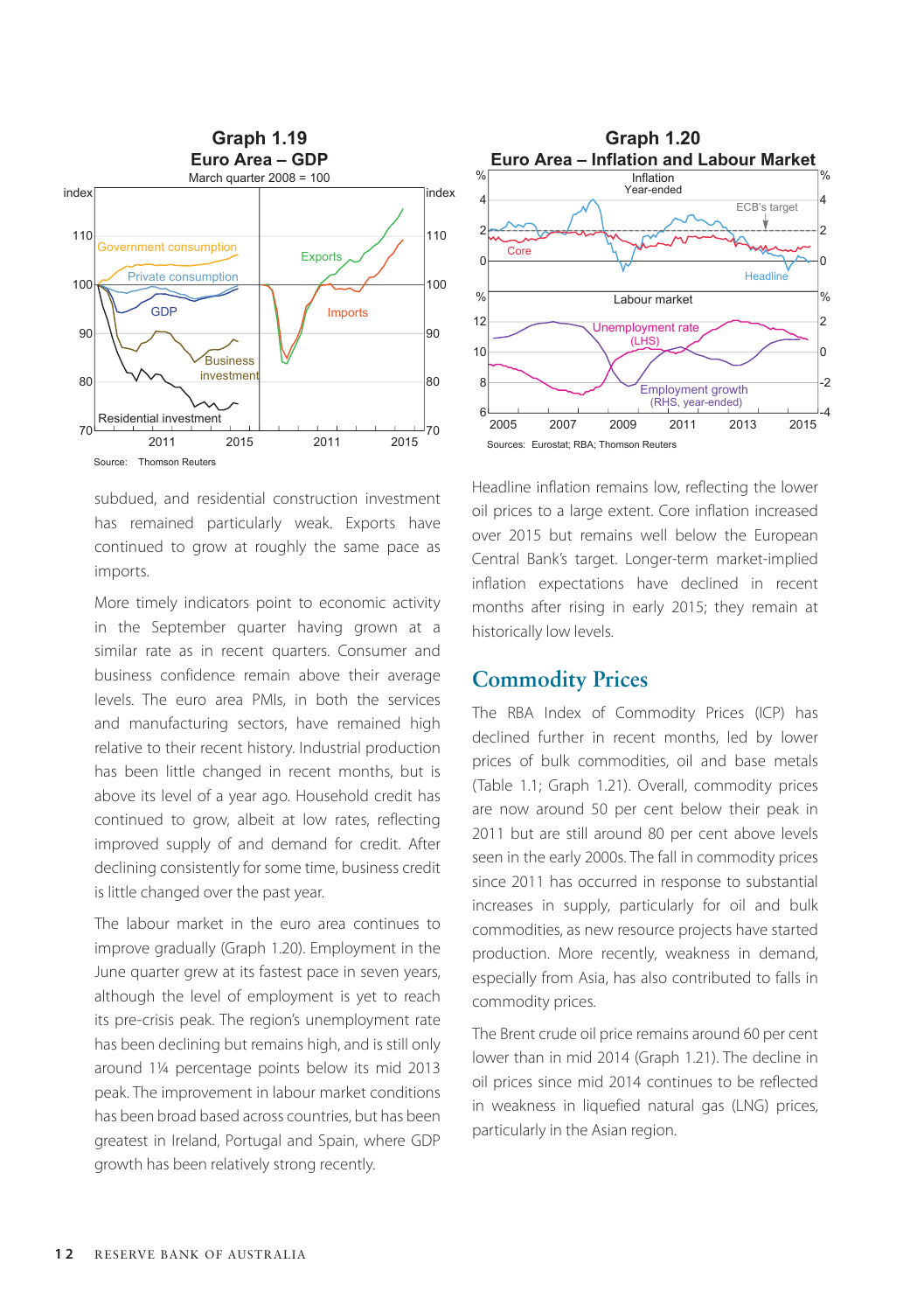**Graph 1.19**
**Euro Area – GDP**
March quarter 2008 = 100

Source: Thomson Reuters

**Graph 1.20**
**Euro Area – Inflation and Labour Market**

Sources: Eurostat; RBA; Thomson Reuters

subdued, and residential construction investment has remained particularly weak. Exports have continued to grow at roughly the same pace as imports.

More timely indicators point to economic activity in the September quarter having grown at a similar rate as in recent quarters. Consumer and business confidence remain above their average levels. The euro area PMIs, in both the services and manufacturing sectors, have remained high relative to their recent history. Industrial production has been little changed in recent months, but is above its level of a year ago. Household credit has continued to grow, albeit at low rates, reflecting improved supply of and demand for credit. After declining consistently for some time, business credit is little changed over the past year.

The labour market in the euro area continues to improve gradually (Graph 1.20). Employment in the June quarter grew at its fastest pace in seven years, although the level of employment is yet to reach its pre-crisis peak. The region's unemployment rate has been declining but remains high, and is still only around 1¼ percentage points below its mid 2013 peak. The improvement in labour market conditions has been broad based across countries, but has been greatest in Ireland, Portugal and Spain, where GDP growth has been relatively strong recently.

Headline inflation remains low, reflecting the lower oil prices to a large extent. Core inflation increased over 2015 but remains well below the European Central Bank's target. Longer-term market-implied inflation expectations have declined in recent months after rising in early 2015; they remain at historically low levels.

## Commodity Prices

The RBA Index of Commodity Prices (ICP) has declined further in recent months, led by lower prices of bulk commodities, oil and base metals (Table 1.1; Graph 1.21). Overall, commodity prices are now around 50 per cent below their peak in 2011 but are still around 80 per cent above levels seen in the early 2000s. The fall in commodity prices since 2011 has occurred in response to substantial increases in supply, particularly for oil and bulk commodities, as new resource projects have started production. More recently, weakness in demand, especially from Asia, has also contributed to falls in commodity prices.

The Brent crude oil price remains around 60 per cent lower than in mid 2014 (Graph 1.21). The decline in oil prices since mid 2014 continues to be reflected in weakness in liquefied natural gas (LNG) prices, particularly in the Asian region.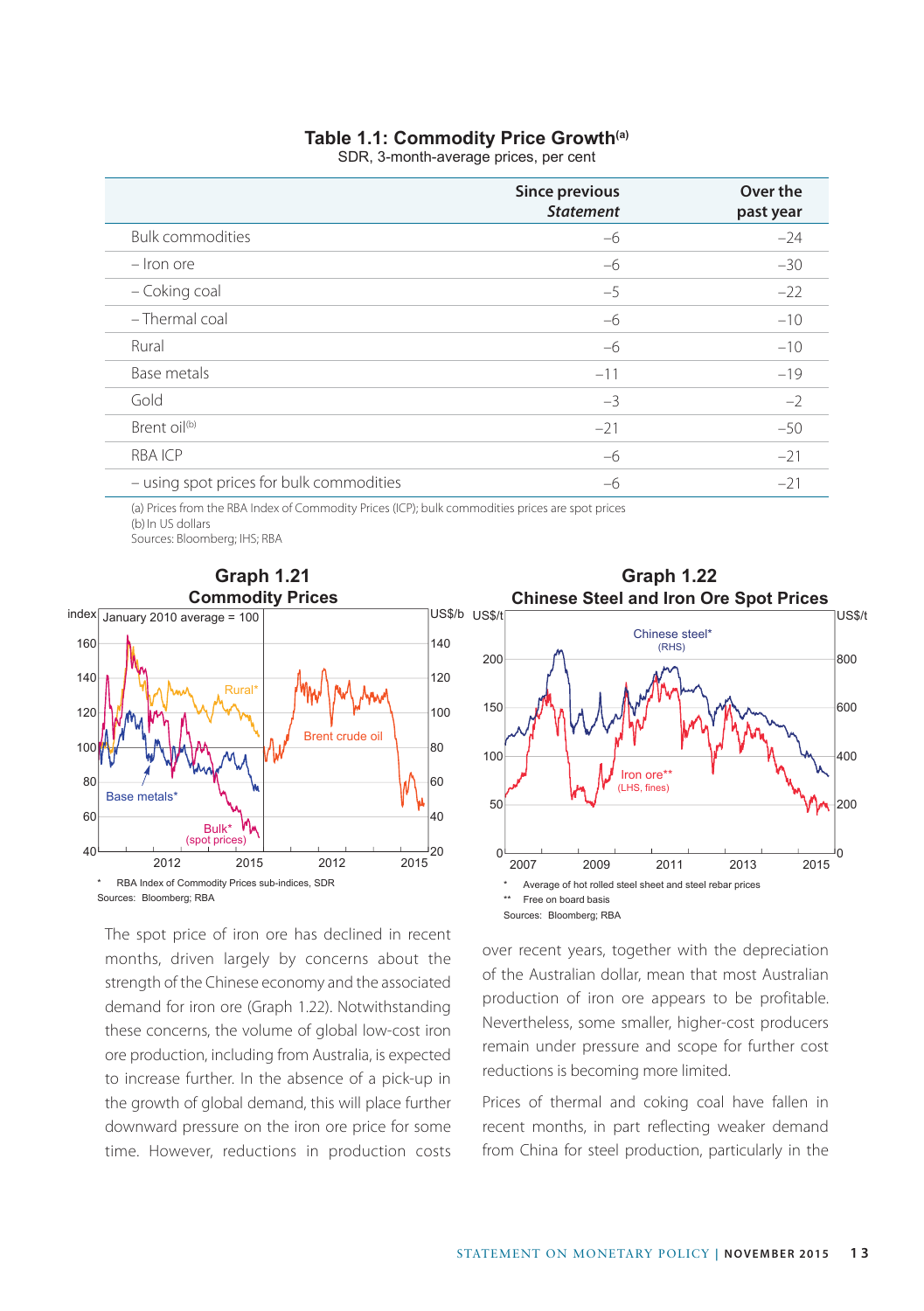**Table 1.1: Commodity Price Growth**[(a)]

SDR, 3-month-average prices, per cent

| | Since previous *Statement* | Over the past year |
|---|---|---|
| Bulk commodities | –6 | –24 |
| – Iron ore | –6 | –30 |
| – Coking coal | –5 | –22 |
| – Thermal coal | –6 | –10 |
| Rural | –6 | –10 |
| Base metals | –11 | –19 |
| Gold | –3 | –2 |
| Brent oil[(b)] | –21 | –50 |
| RBA ICP | –6 | –21 |
| – using spot prices for bulk commodities | –6 | –21 |

(a) Prices from the RBA Index of Commodity Prices (ICP); bulk commodities prices are spot prices
(b) In US dollars
Sources: Bloomberg; IHS; RBA

**Graph 1.21**
**Commodity Prices**

\* RBA Index of Commodity Prices sub-indices, SDR
Sources: Bloomberg; RBA

**Graph 1.22**
**Chinese Steel and Iron Ore Spot Prices**

\* Average of hot rolled steel sheet and steel rebar prices
\*\* Free on board basis
Sources: Bloomberg; RBA

The spot price of iron ore has declined in recent months, driven largely by concerns about the strength of the Chinese economy and the associated demand for iron ore (Graph 1.22). Notwithstanding these concerns, the volume of global low-cost iron ore production, including from Australia, is expected to increase further. In the absence of a pick-up in the growth of global demand, this will place further downward pressure on the iron ore price for some time. However, reductions in production costs over recent years, together with the depreciation of the Australian dollar, mean that most Australian production of iron ore appears to be profitable. Nevertheless, some smaller, higher-cost producers remain under pressure and scope for further cost reductions is becoming more limited.

Prices of thermal and coking coal have fallen in recent months, in part reflecting weaker demand from China for steel production, particularly in the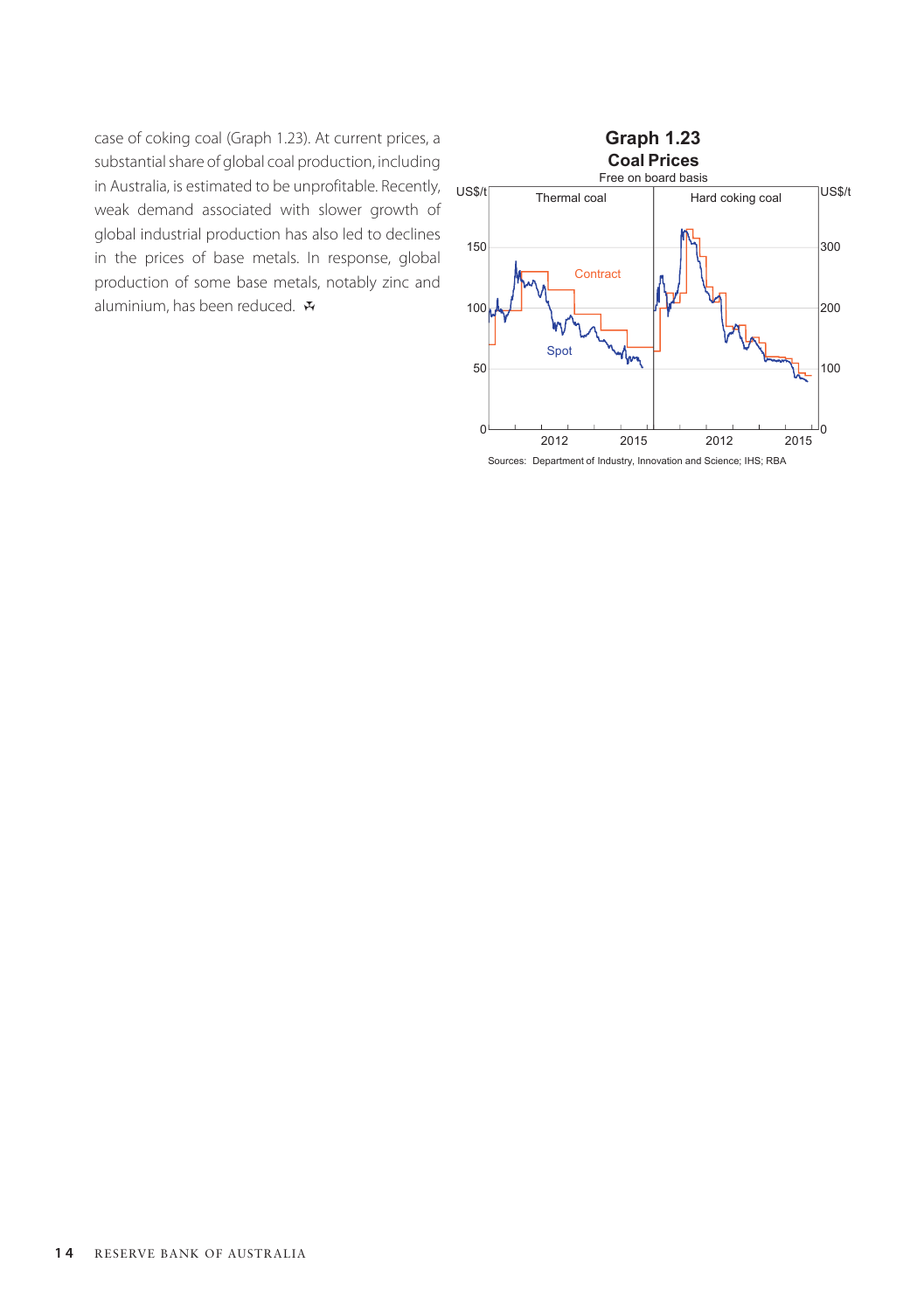case of coking coal (Graph 1.23). At current prices, a substantial share of global coal production, including in Australia, is estimated to be unprofitable. Recently, weak demand associated with slower growth of global industrial production has also led to declines in the prices of base metals. In response, global production of some base metals, notably zinc and aluminium, has been reduced.

**Graph 1.23**
**Coal Prices**
Free on board basis

US$/t
Thermal coal
Hard coking coal
US$/t
150
300
Contract
100
200
Spot
50
100
0
0
2012
2015
2012
2015

Sources: Department of Industry, Innovation and Science; IHS; RBA